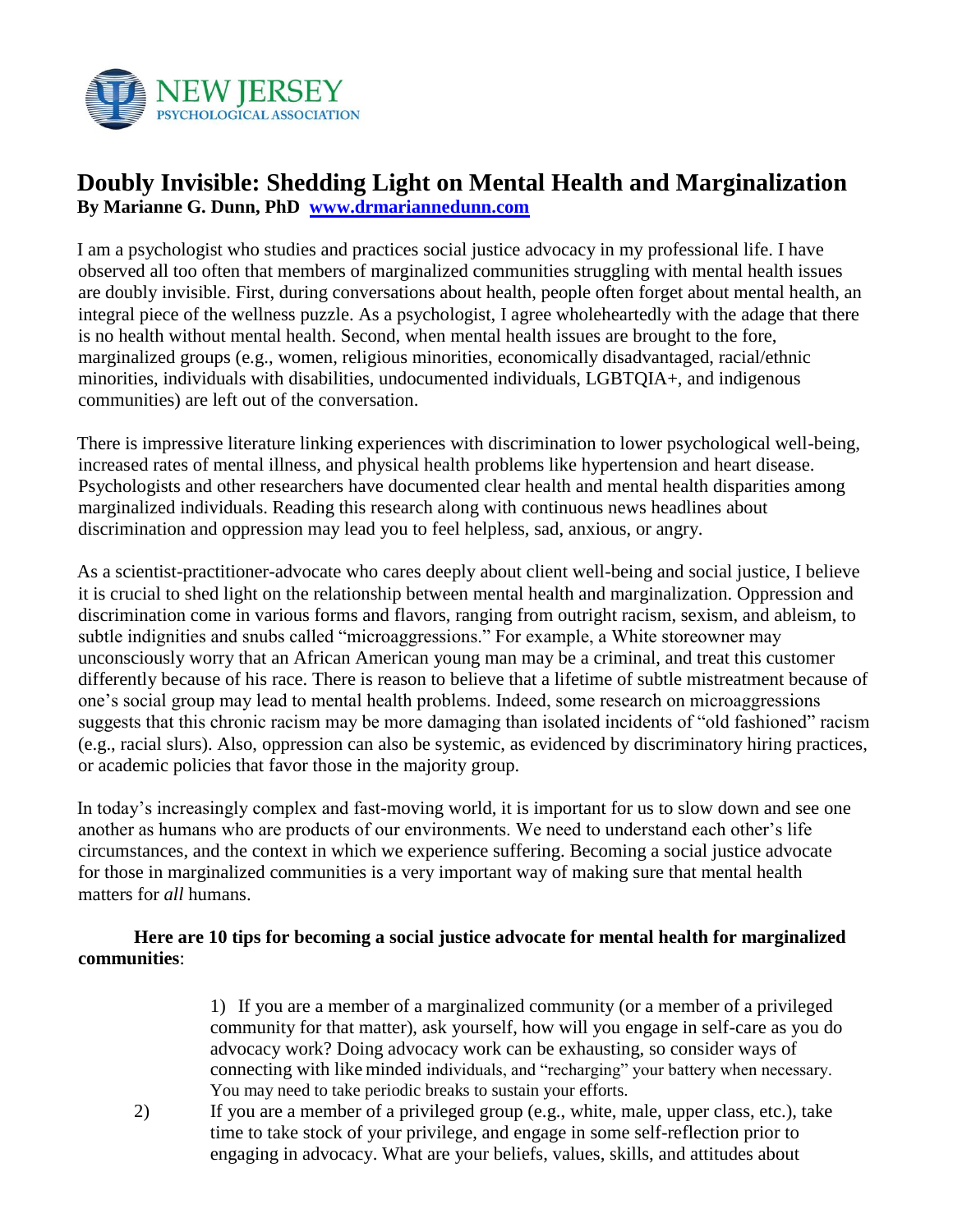NEW JERSEY
PSYCHOLOGICAL ASSOCIATION

# Doubly Invisible: Shedding Light on Mental Health and Marginalization

**By Marianne G. Dunn, PhD [www.drmariannedunn.com](http://www.drmariannedunn.com)**

I am a psychologist who studies and practices social justice advocacy in my professional life. I have observed all too often that members of marginalized communities struggling with mental health issues are doubly invisible. First, during conversations about health, people often forget about mental health, an integral piece of the wellness puzzle. As a psychologist, I agree wholeheartedly with the adage that there is no health without mental health. Second, when mental health issues are brought to the fore, marginalized groups (e.g., women, religious minorities, economically disadvantaged, racial/ethnic minorities, individuals with disabilities, undocumented individuals, LGBTQIA+, and indigenous communities) are left out of the conversation.

There is impressive literature linking experiences with discrimination to lower psychological well-being, increased rates of mental illness, and physical health problems like hypertension and heart disease. Psychologists and other researchers have documented clear health and mental health disparities among marginalized individuals. Reading this research along with continuous news headlines about discrimination and oppression may lead you to feel helpless, sad, anxious, or angry.

As a scientist-practitioner-advocate who cares deeply about client well-being and social justice, I believe it is crucial to shed light on the relationship between mental health and marginalization. Oppression and discrimination come in various forms and flavors, ranging from outright racism, sexism, and ableism, to subtle indignities and snubs called "microaggressions." For example, a White storeowner may unconsciously worry that an African American young man may be a criminal, and treat this customer differently because of his race. There is reason to believe that a lifetime of subtle mistreatment because of one's social group may lead to mental health problems. Indeed, some research on microaggressions suggests that this chronic racism may be more damaging than isolated incidents of "old fashioned" racism (e.g., racial slurs). Also, oppression can also be systemic, as evidenced by discriminatory hiring practices, or academic policies that favor those in the majority group.

In today's increasingly complex and fast-moving world, it is important for us to slow down and see one another as humans who are products of our environments. We need to understand each other's life circumstances, and the context in which we experience suffering. Becoming a social justice advocate for those in marginalized communities is a very important way of making sure that mental health matters for *all* humans.

**Here are 10 tips for becoming a social justice advocate for mental health for marginalized communities**:

1) If you are a member of a marginalized community (or a member of a privileged community for that matter), ask yourself, how will you engage in self-care as you do advocacy work? Doing advocacy work can be exhausting, so consider ways of connecting with like minded individuals, and "recharging" your battery when necessary. You may need to take periodic breaks to sustain your efforts.

2) If you are a member of a privileged group (e.g., white, male, upper class, etc.), take time to take stock of your privilege, and engage in some self-reflection prior to engaging in advocacy. What are your beliefs, values, skills, and attitudes about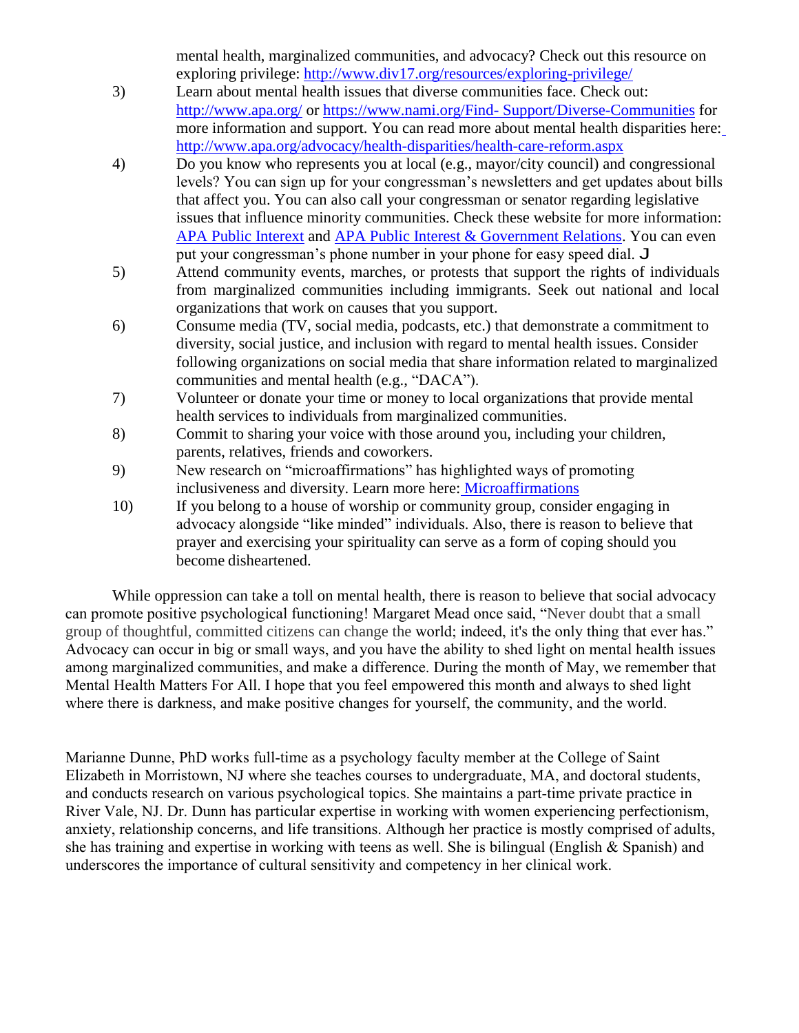mental health, marginalized communities, and advocacy? Check out this resource on exploring privilege: http://www.div17.org/resources/exploring-privilege/

3) Learn about mental health issues that diverse communities face. Check out: http://www.apa.org/ or https://www.nami.org/Find- Support/Diverse-Communities for more information and support. You can read more about mental health disparities here: http://www.apa.org/advocacy/health-disparities/health-care-reform.aspx

4) Do you know who represents you at local (e.g., mayor/city council) and congressional levels? You can sign up for your congressman's newsletters and get updates about bills that affect you. You can also call your congressman or senator regarding legislative issues that influence minority communities. Check these website for more information: APA Public Interext and APA Public Interest & Government Relations. You can even put your congressman's phone number in your phone for easy speed dial. J

5) Attend community events, marches, or protests that support the rights of individuals from marginalized communities including immigrants. Seek out national and local organizations that work on causes that you support.

6) Consume media (TV, social media, podcasts, etc.) that demonstrate a commitment to diversity, social justice, and inclusion with regard to mental health issues. Consider following organizations on social media that share information related to marginalized communities and mental health (e.g., "DACA").

7) Volunteer or donate your time or money to local organizations that provide mental health services to individuals from marginalized communities.

8) Commit to sharing your voice with those around you, including your children, parents, relatives, friends and coworkers.

9) New research on "microaffirmations" has highlighted ways of promoting inclusiveness and diversity. Learn more here: Microaffirmations

10) If you belong to a house of worship or community group, consider engaging in advocacy alongside "like minded" individuals. Also, there is reason to believe that prayer and exercising your spirituality can serve as a form of coping should you become disheartened.

While oppression can take a toll on mental health, there is reason to believe that social advocacy can promote positive psychological functioning! Margaret Mead once said, "Never doubt that a small group of thoughtful, committed citizens can change the world; indeed, it's the only thing that ever has." Advocacy can occur in big or small ways, and you have the ability to shed light on mental health issues among marginalized communities, and make a difference. During the month of May, we remember that Mental Health Matters For All. I hope that you feel empowered this month and always to shed light where there is darkness, and make positive changes for yourself, the community, and the world.

Marianne Dunne, PhD works full-time as a psychology faculty member at the College of Saint Elizabeth in Morristown, NJ where she teaches courses to undergraduate, MA, and doctoral students, and conducts research on various psychological topics. She maintains a part-time private practice in River Vale, NJ. Dr. Dunn has particular expertise in working with women experiencing perfectionism, anxiety, relationship concerns, and life transitions. Although her practice is mostly comprised of adults, she has training and expertise in working with teens as well. She is bilingual (English & Spanish) and underscores the importance of cultural sensitivity and competency in her clinical work.